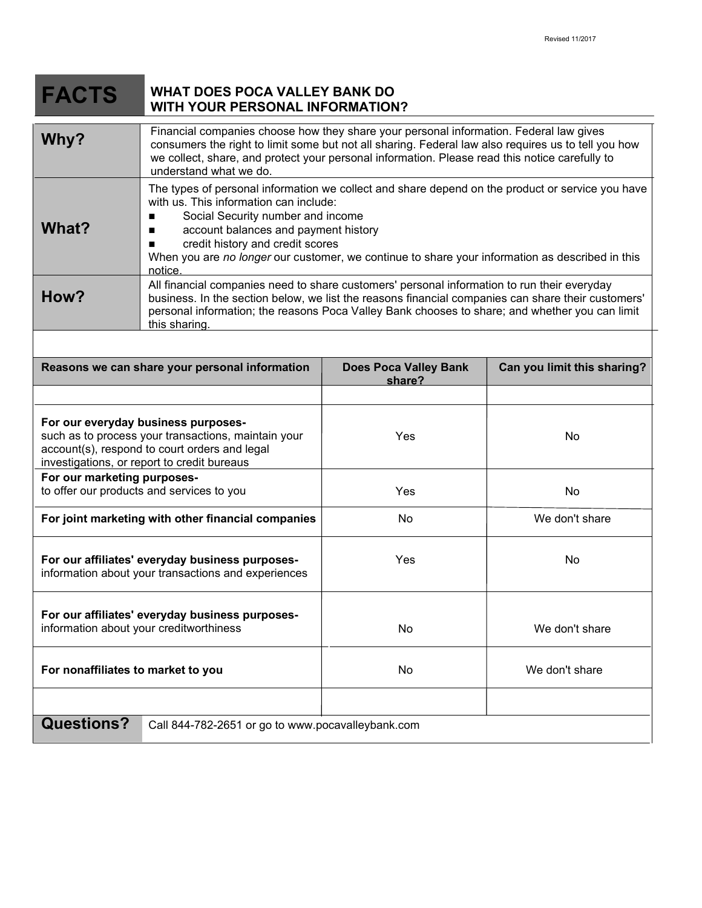Revised 11/2017

# FACTS

## WHAT DOES POCA VALLEY BANK DO WITH YOUR PERSONAL INFORMATION?

| | |
|---|---|
| **Why?** | Financial companies choose how they share your personal information. Federal law gives consumers the right to limit some but not all sharing. Federal law also requires us to tell you how we collect, share, and protect your personal information. Please read this notice carefully to understand what we do. |
| **What?** | The types of personal information we collect and share depend on the product or service you have with us. This information can include:<br>■ Social Security number and income<br>■ account balances and payment history<br>■ credit history and credit scores<br>When you are *no longer* our customer, we continue to share your information as described in this notice. |
| **How?** | All financial companies need to share customers' personal information to run their everyday business. In the section below, we list the reasons financial companies can share their customers' personal information; the reasons Poca Valley Bank chooses to share; and whether you can limit this sharing. |

| Reasons we can share your personal information | Does Poca Valley Bank share? | Can you limit this sharing? |
|---|---|---|
| **For our everyday business purposes-** such as to process your transactions, maintain your account(s), respond to court orders and legal investigations, or report to credit bureaus | Yes | No |
| **For our marketing purposes-** to offer our products and services to you | Yes | No |
| **For joint marketing with other financial companies** | No | We don't share |
| **For our affiliates' everyday business purposes-** information about your transactions and experiences | Yes | No |
| **For our affiliates' everyday business purposes-** information about your creditworthiness | No | We don't share |
| **For nonaffiliates to market to you** | No | We don't share |

| | |
|---|---|
| **Questions?** | Call 844-782-2651 or go to www.pocavalleybank.com |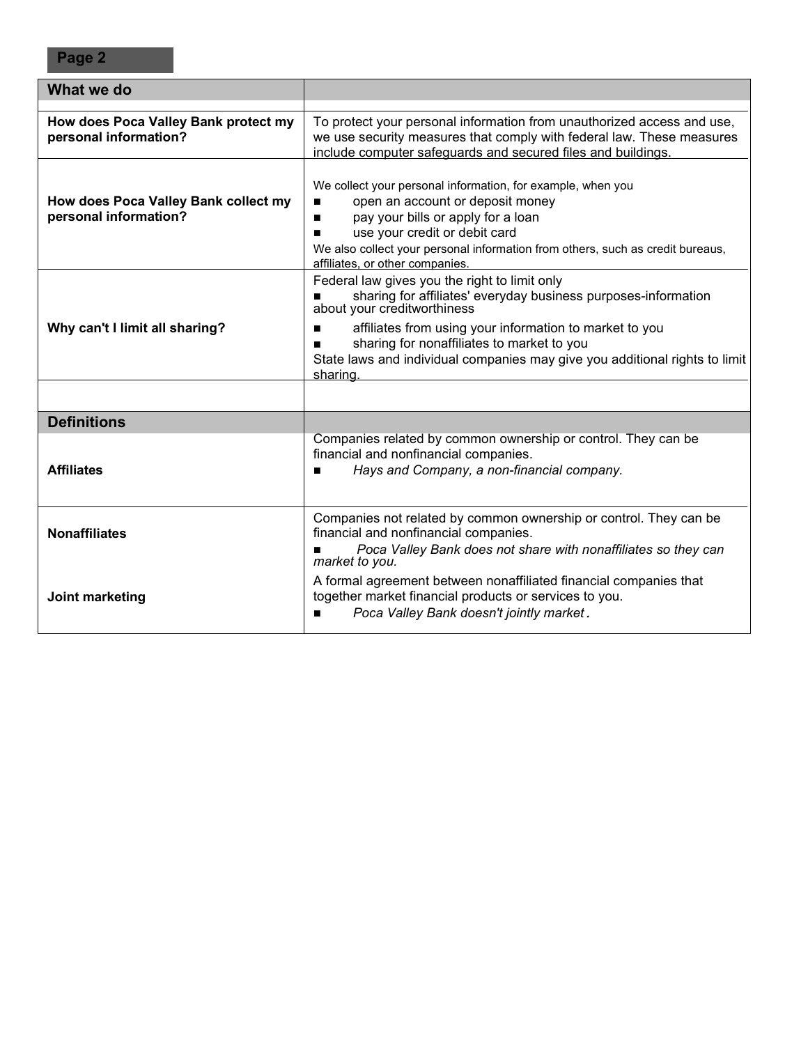## Page 2

| What we do | |
|---|---|
| **How does Poca Valley Bank protect my personal information?** | To protect your personal information from unauthorized access and use, we use security measures that comply with federal law. These measures include computer safeguards and secured files and buildings. |
| **How does Poca Valley Bank collect my personal information?** | We collect your personal information, for example, when you<br>■ open an account or deposit money<br>■ pay your bills or apply for a loan<br>■ use your credit or debit card<br>We also collect your personal information from others, such as credit bureaus, affiliates, or other companies. |
| **Why can't I limit all sharing?** | Federal law gives you the right to limit only<br>■ sharing for affiliates' everyday business purposes-information about your creditworthiness<br>■ affiliates from using your information to market to you<br>■ sharing for nonaffiliates to market to you<br>State laws and individual companies may give you additional rights to limit sharing. |
| | |

| Definitions | |
|---|---|
| **Affiliates** | Companies related by common ownership or control. They can be financial and nonfinancial companies.<br>■ *Hays and Company, a non-financial company.* |
| **Nonaffiliates** | Companies not related by common ownership or control. They can be financial and nonfinancial companies.<br>■ *Poca Valley Bank does not share with nonaffiliates so they can market to you.* |
| **Joint marketing** | A formal agreement between nonaffiliated financial companies that together market financial products or services to you.<br>■ *Poca Valley Bank doesn't jointly market.* |